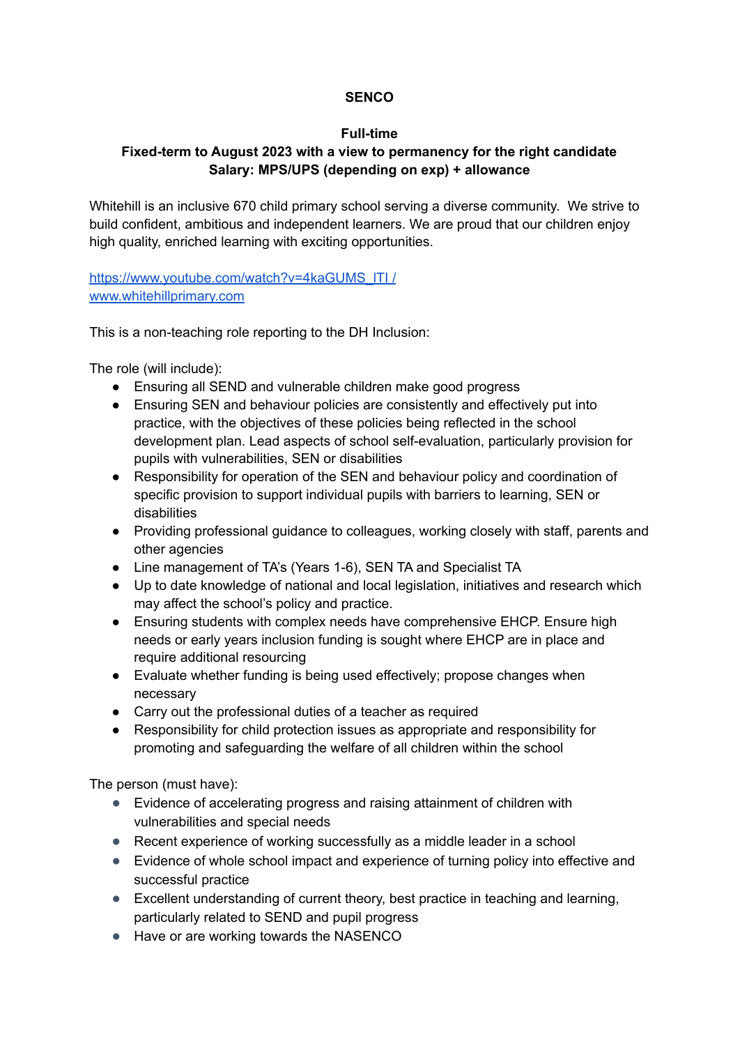**SENCO**

**Full-time**
**Fixed-term to August 2023 with a view to permanency for the right candidate**
**Salary: MPS/UPS (depending on exp) + allowance**

Whitehill is an inclusive 670 child primary school serving a diverse community. We strive to build confident, ambitious and independent learners. We are proud that our children enjoy high quality, enriched learning with exciting opportunities.

[https://www.youtube.com/watch?v=4kaGUMS_ITI](https://www.youtube.com/watch?v=4kaGUMS_ITI) /
[www.whitehillprimary.com](http://www.whitehillprimary.com)

This is a non-teaching role reporting to the DH Inclusion:

The role (will include):

- Ensuring all SEND and vulnerable children make good progress
- Ensuring SEN and behaviour policies are consistently and effectively put into practice, with the objectives of these policies being reflected in the school development plan. Lead aspects of school self-evaluation, particularly provision for pupils with vulnerabilities, SEN or disabilities
- Responsibility for operation of the SEN and behaviour policy and coordination of specific provision to support individual pupils with barriers to learning, SEN or disabilities
- Providing professional guidance to colleagues, working closely with staff, parents and other agencies
- Line management of TA's (Years 1-6), SEN TA and Specialist TA
- Up to date knowledge of national and local legislation, initiatives and research which may affect the school's policy and practice.
- Ensuring students with complex needs have comprehensive EHCP. Ensure high needs or early years inclusion funding is sought where EHCP are in place and require additional resourcing
- Evaluate whether funding is being used effectively; propose changes when necessary
- Carry out the professional duties of a teacher as required
- Responsibility for child protection issues as appropriate and responsibility for promoting and safeguarding the welfare of all children within the school

The person (must have):

- Evidence of accelerating progress and raising attainment of children with vulnerabilities and special needs
- Recent experience of working successfully as a middle leader in a school
- Evidence of whole school impact and experience of turning policy into effective and successful practice
- Excellent understanding of current theory, best practice in teaching and learning, particularly related to SEND and pupil progress
- Have or are working towards the NASENCO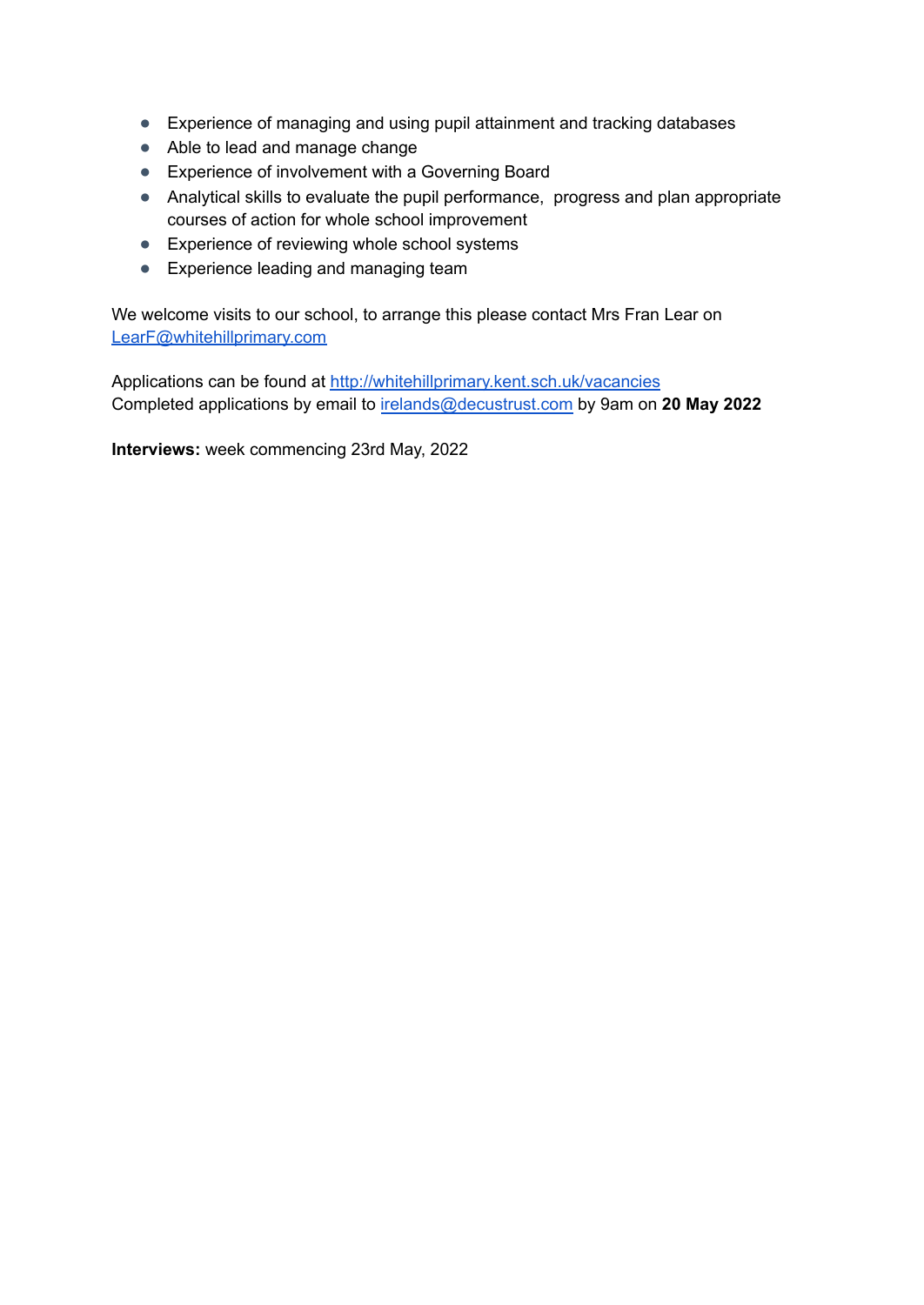- Experience of managing and using pupil attainment and tracking databases
- Able to lead and manage change
- Experience of involvement with a Governing Board
- Analytical skills to evaluate the pupil performance,  progress and plan appropriate courses of action for whole school improvement
- Experience of reviewing whole school systems
- Experience leading and managing team

We welcome visits to our school, to arrange this please contact Mrs Fran Lear on [LearF@whitehillprimary.com](mailto:LearF@whitehillprimary.com)

Applications can be found at [http://whitehillprimary.kent.sch.uk/vacancies](http://whitehillprimary.kent.sch.uk/vacancies)
Completed applications by email to [irelands@decustrust.com](mailto:irelands@decustrust.com) by 9am on **20 May 2022**

**Interviews:** week commencing 23rd May, 2022